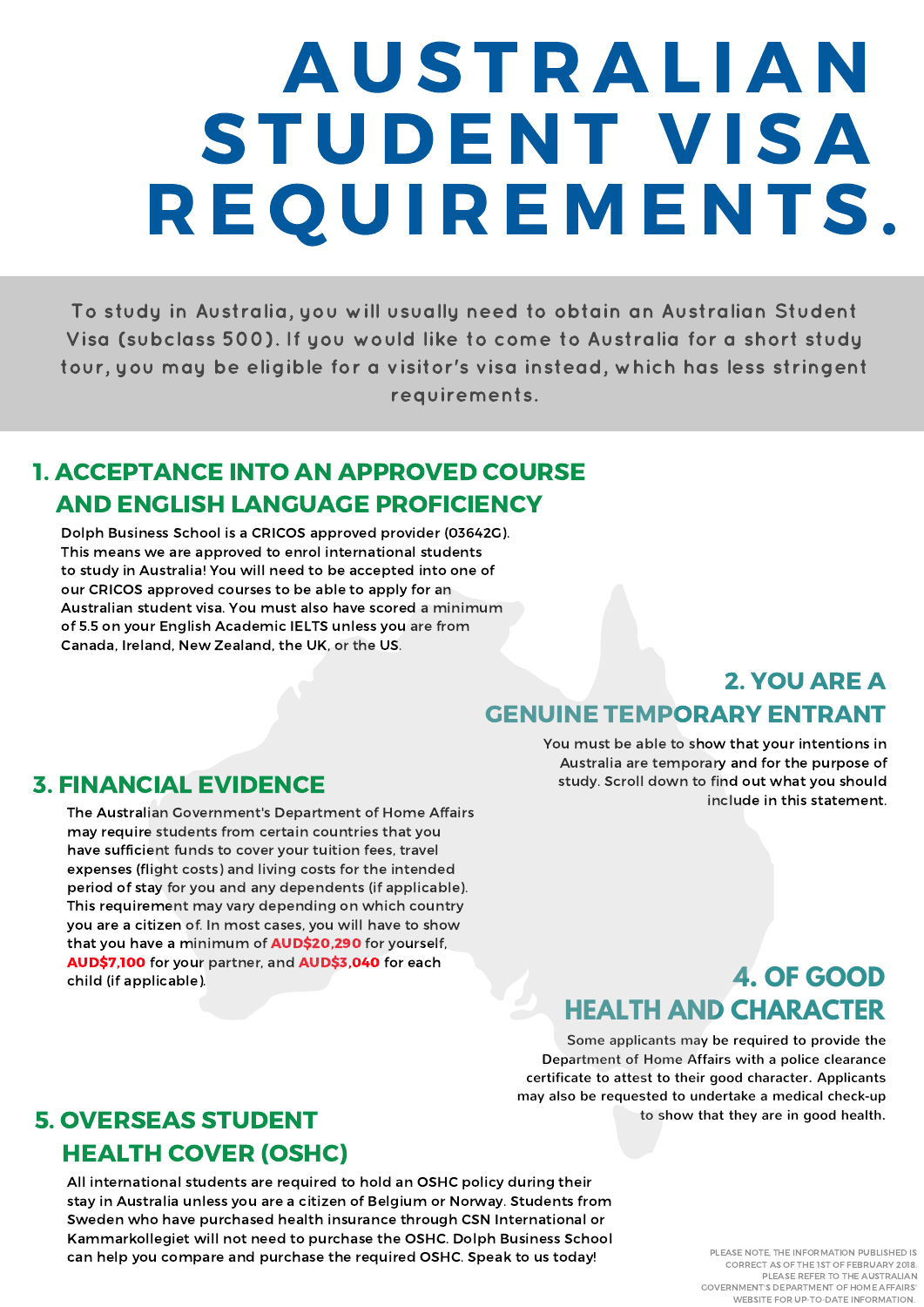# AUSTRALIAN STUDENT VISA REQUIREMENTS.

To study in Australia, you will usually need to obtain an Australian Student Visa (subclass 500). If you would like to come to Australia for a short study tour, you may be eligible for a visitor's visa instead, which has less stringent requirements.

## 1. ACCEPTANCE INTO AN APPROVED COURSE AND ENGLISH LANGUAGE PROFICIENCY

Dolph Business School is a CRICOS approved provider (03642G). This means we are approved to enrol international students to study in Australia! You will need to be accepted into one of our CRICOS approved courses to be able to apply for an Australian student visa. You must also have scored a minimum of 5.5 on your English Academic IELTS unless you are from Canada, Ireland, New Zealand, the UK, or the US.

## 2. YOU ARE A GENUINE TEMPORARY ENTRANT

You must be able to show that your intentions in Australia are temporary and for the purpose of study. Scroll down to find out what you should include in this statement.

## 3. FINANCIAL EVIDENCE

The Australian Government's Department of Home Affairs may require students from certain countries that you have sufficient funds to cover your tuition fees, travel expenses (flight costs) and living costs for the intended period of stay for you and any dependents (if applicable). This requirement may vary depending on which country you are a citizen of. In most cases, you will have to show that you have a minimum of **AUD$20,290** for yourself, **AUD$7,100** for your partner, and **AUD$3,040** for each child (if applicable).

## 4. OF GOOD HEALTH AND CHARACTER

Some applicants may be required to provide the Department of Home Affairs with a police clearance certificate to attest to their good character. Applicants may also be requested to undertake a medical check-up to show that they are in good health.

## 5. OVERSEAS STUDENT HEALTH COVER (OSHC)

All international students are required to hold an OSHC policy during their stay in Australia unless you are a citizen of Belgium or Norway. Students from Sweden who have purchased health insurance through CSN International or Kammarkollegiet will not need to purchase the OSHC. Dolph Business School can help you compare and purchase the required OSHC. Speak to us today!

PLEASE NOTE, THE INFORMATION PUBLISHED IS CORRECT AS OF THE 1ST OF FEBRUARY 2018. PLEASE REFER TO THE AUSTRALIAN GOVERNMENT'S DEPARTMENT OF HOME AFFAIRS' WEBSITE FOR UP-TO-DATE INFORMATION.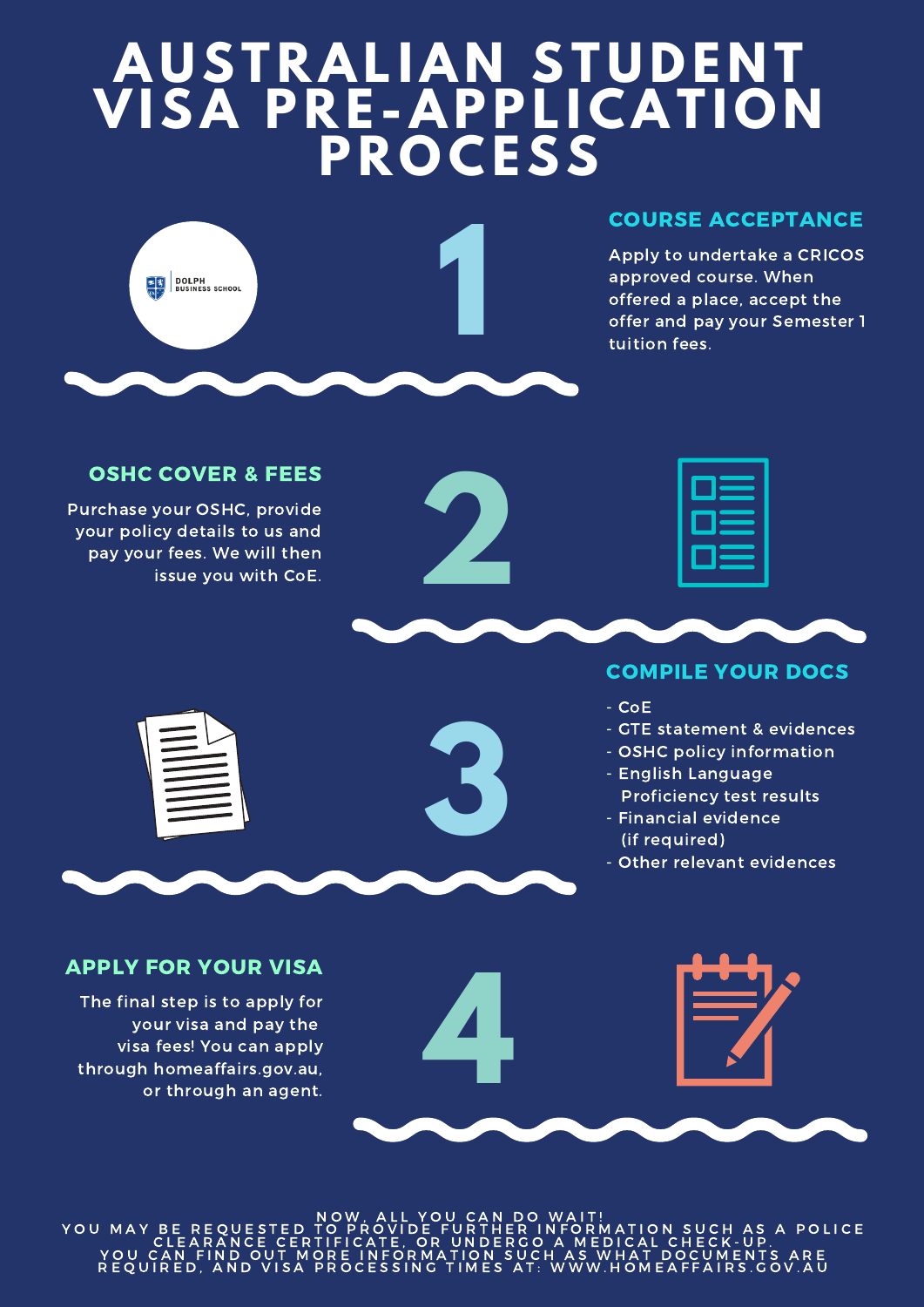# AUSTRALIAN STUDENT VISA PRE-APPLICATION PROCESS

## 1 COURSE ACCEPTANCE

Apply to undertake a CRICOS approved course. When offered a place, accept the offer and pay your Semester 1 tuition fees.

## 2 OSHC COVER & FEES

Purchase your OSHC, provide your policy details to us and pay your fees. We will then issue you with CoE.

## 3 COMPILE YOUR DOCS

- CoE
- GTE statement & evidences
- OSHC policy information
- English Language Proficiency test results
- Financial evidence (if required)
- Other relevant evidences

## 4 APPLY FOR YOUR VISA

The final step is to apply for your visa and pay the visa fees! You can apply through homeaffairs.gov.au, or through an agent.

NOW, ALL YOU CAN DO WAIT!
YOU MAY BE REQUESTED TO PROVIDE FURTHER INFORMATION SUCH AS A POLICE CLEARANCE CERTIFICATE, OR UNDERGO A MEDICAL CHECK-UP.
YOU CAN FIND OUT MORE INFORMATION SUCH AS WHAT DOCUMENTS ARE REQUIRED, AND VISA PROCESSING TIMES AT: WWW.HOMEAFFAIRS.GOV.AU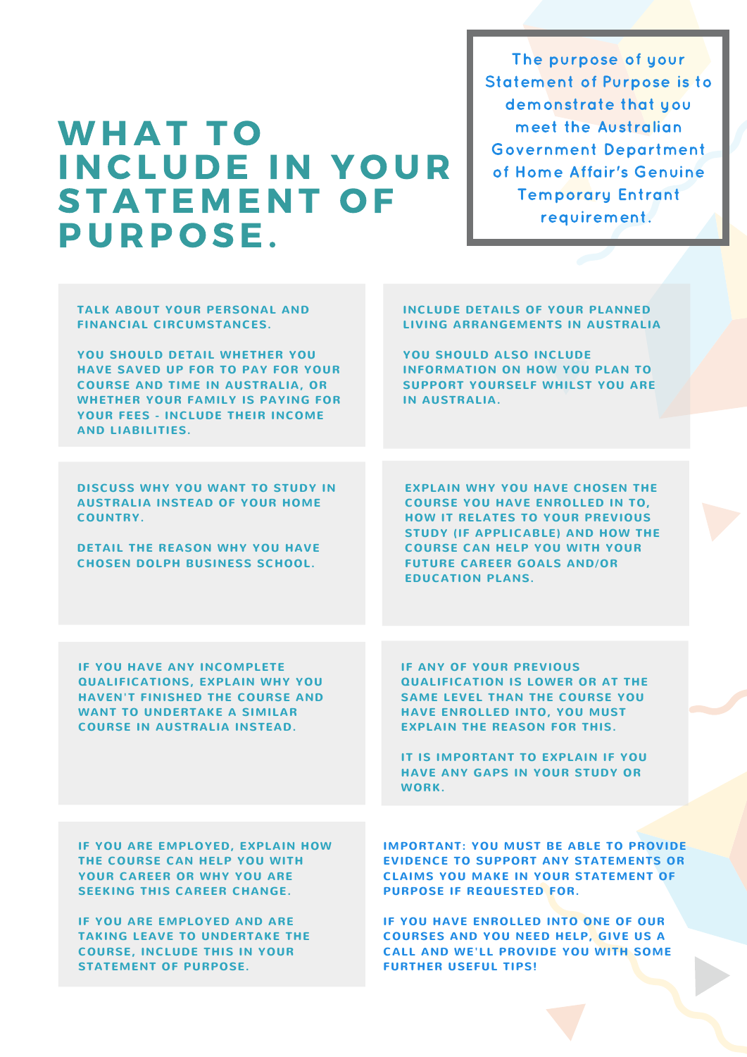# WHAT TO INCLUDE IN YOUR STATEMENT OF PURPOSE.

The purpose of your Statement of Purpose is to demonstrate that you meet the Australian Government Department of Home Affair's Genuine Temporary Entrant requirement.

TALK ABOUT YOUR PERSONAL AND FINANCIAL CIRCUMSTANCES.

YOU SHOULD DETAIL WHETHER YOU HAVE SAVED UP FOR TO PAY FOR YOUR COURSE AND TIME IN AUSTRALIA, OR WHETHER YOUR FAMILY IS PAYING FOR YOUR FEES - INCLUDE THEIR INCOME AND LIABILITIES.

INCLUDE DETAILS OF YOUR PLANNED LIVING ARRANGEMENTS IN AUSTRALIA

YOU SHOULD ALSO INCLUDE INFORMATION ON HOW YOU PLAN TO SUPPORT YOURSELF WHILST YOU ARE IN AUSTRALIA.

DISCUSS WHY YOU WANT TO STUDY IN AUSTRALIA INSTEAD OF YOUR HOME COUNTRY.

DETAIL THE REASON WHY YOU HAVE CHOSEN DOLPH BUSINESS SCHOOL.

EXPLAIN WHY YOU HAVE CHOSEN THE COURSE YOU HAVE ENROLLED IN TO, HOW IT RELATES TO YOUR PREVIOUS STUDY (IF APPLICABLE) AND HOW THE COURSE CAN HELP YOU WITH YOUR FUTURE CAREER GOALS AND/OR EDUCATION PLANS.

IF YOU HAVE ANY INCOMPLETE QUALIFICATIONS, EXPLAIN WHY YOU HAVEN'T FINISHED THE COURSE AND WANT TO UNDERTAKE A SIMILAR COURSE IN AUSTRALIA INSTEAD.

IF ANY OF YOUR PREVIOUS QUALIFICATION IS LOWER OR AT THE SAME LEVEL THAN THE COURSE YOU HAVE ENROLLED INTO, YOU MUST EXPLAIN THE REASON FOR THIS.

IT IS IMPORTANT TO EXPLAIN IF YOU HAVE ANY GAPS IN YOUR STUDY OR WORK.

IF YOU ARE EMPLOYED, EXPLAIN HOW THE COURSE CAN HELP YOU WITH YOUR CAREER OR WHY YOU ARE SEEKING THIS CAREER CHANGE.

IF YOU ARE EMPLOYED AND ARE TAKING LEAVE TO UNDERTAKE THE COURSE, INCLUDE THIS IN YOUR STATEMENT OF PURPOSE.

**IMPORTANT: YOU MUST BE ABLE TO PROVIDE EVIDENCE TO SUPPORT ANY STATEMENTS OR CLAIMS YOU MAKE IN YOUR STATEMENT OF PURPOSE IF REQUESTED FOR.**

**IF YOU HAVE ENROLLED INTO ONE OF OUR COURSES AND YOU NEED HELP, GIVE US A CALL AND WE'LL PROVIDE YOU WITH SOME FURTHER USEFUL TIPS!**